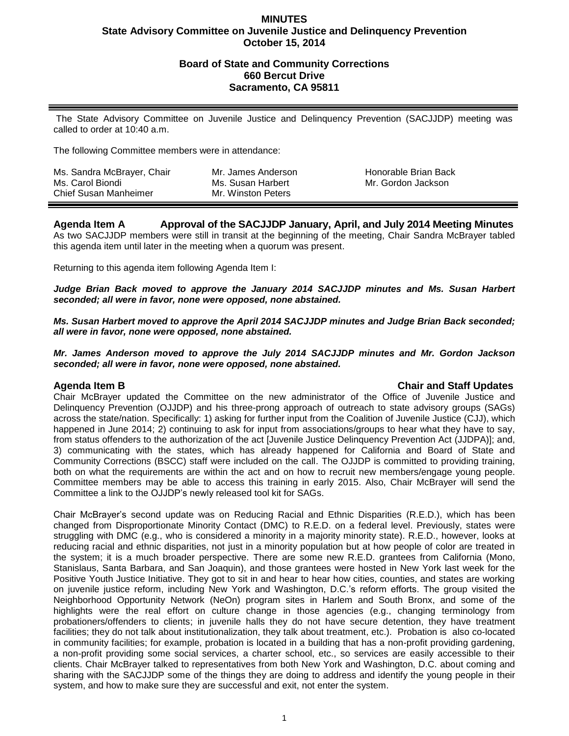# MINUTES
## State Advisory Committee on Juvenile Justice and Delinquency Prevention
## October 15, 2014

### Board of State and Community Corrections
### 660 Bercut Drive
### Sacramento, CA 95811

---

The State Advisory Committee on Juvenile Justice and Delinquency Prevention (SACJJDP) meeting was called to order at 10:40 a.m.

The following Committee members were in attendance:

| | | |
|---|---|---|
| Ms. Sandra McBrayer, Chair | Mr. James Anderson | Honorable Brian Back |
| Ms. Carol Biondi | Ms. Susan Harbert | Mr. Gordon Jackson |
| Chief Susan Manheimer | Mr. Winston Peters | |

---

## Agenda Item A Approval of the SACJJDP January, April, and July 2014 Meeting Minutes

As two SACJJDP members were still in transit at the beginning of the meeting, Chair Sandra McBrayer tabled this agenda item until later in the meeting when a quorum was present.

Returning to this agenda item following Agenda Item I:

***Judge Brian Back moved to approve the January 2014 SACJJDP minutes and Ms. Susan Harbert seconded; all were in favor, none were opposed, none abstained.***

***Ms. Susan Harbert moved to approve the April 2014 SACJJDP minutes and Judge Brian Back seconded; all were in favor, none were opposed, none abstained.***

***Mr. James Anderson moved to approve the July 2014 SACJJDP minutes and Mr. Gordon Jackson seconded; all were in favor, none were opposed, none abstained.***

## Agenda Item B Chair and Staff Updates

Chair McBrayer updated the Committee on the new administrator of the Office of Juvenile Justice and Delinquency Prevention (OJJDP) and his three-prong approach of outreach to state advisory groups (SAGs) across the state/nation. Specifically: 1) asking for further input from the Coalition of Juvenile Justice (CJJ), which happened in June 2014; 2) continuing to ask for input from associations/groups to hear what they have to say, from status offenders to the authorization of the act [Juvenile Justice Delinquency Prevention Act (JJDPA)]; and, 3) communicating with the states, which has already happened for California and Board of State and Community Corrections (BSCC) staff were included on the call. The OJJDP is committed to providing training, both on what the requirements are within the act and on how to recruit new members/engage young people. Committee members may be able to access this training in early 2015. Also, Chair McBrayer will send the Committee a link to the OJJDP's newly released tool kit for SAGs.

Chair McBrayer's second update was on Reducing Racial and Ethnic Disparities (R.E.D.), which has been changed from Disproportionate Minority Contact (DMC) to R.E.D. on a federal level. Previously, states were struggling with DMC (e.g., who is considered a minority in a majority minority state). R.E.D., however, looks at reducing racial and ethnic disparities, not just in a minority population but at how people of color are treated in the system; it is a much broader perspective. There are some new R.E.D. grantees from California (Mono, Stanislaus, Santa Barbara, and San Joaquin), and those grantees were hosted in New York last week for the Positive Youth Justice Initiative. They got to sit in and hear to hear how cities, counties, and states are working on juvenile justice reform, including New York and Washington, D.C.'s reform efforts. The group visited the Neighborhood Opportunity Network (NeOn) program sites in Harlem and South Bronx, and some of the highlights were the real effort on culture change in those agencies (e.g., changing terminology from probationers/offenders to clients; in juvenile halls they do not have secure detention, they have treatment facilities; they do not talk about institutionalization, they talk about treatment, etc.). Probation is also co-located in community facilities; for example, probation is located in a building that has a non-profit providing gardening, a non-profit providing some social services, a charter school, etc., so services are easily accessible to their clients. Chair McBrayer talked to representatives from both New York and Washington, D.C. about coming and sharing with the SACJJDP some of the things they are doing to address and identify the young people in their system, and how to make sure they are successful and exit, not enter the system.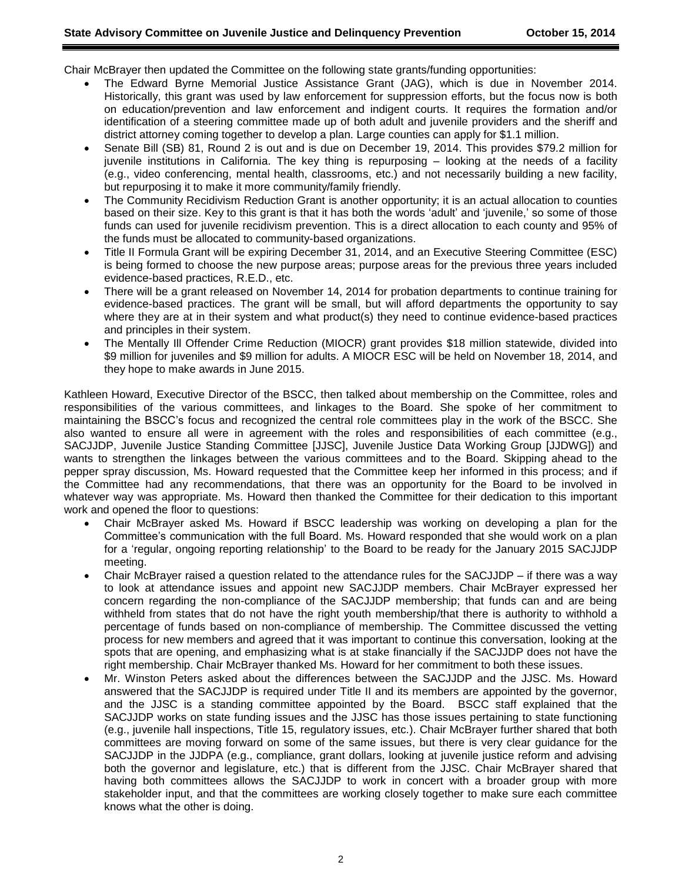Chair McBrayer then updated the Committee on the following state grants/funding opportunities:

- The Edward Byrne Memorial Justice Assistance Grant (JAG), which is due in November 2014. Historically, this grant was used by law enforcement for suppression efforts, but the focus now is both on education/prevention and law enforcement and indigent courts. It requires the formation and/or identification of a steering committee made up of both adult and juvenile providers and the sheriff and district attorney coming together to develop a plan. Large counties can apply for $1.1 million.
- Senate Bill (SB) 81, Round 2 is out and is due on December 19, 2014. This provides $79.2 million for juvenile institutions in California. The key thing is repurposing – looking at the needs of a facility (e.g., video conferencing, mental health, classrooms, etc.) and not necessarily building a new facility, but repurposing it to make it more community/family friendly.
- The Community Recidivism Reduction Grant is another opportunity; it is an actual allocation to counties based on their size. Key to this grant is that it has both the words 'adult' and 'juvenile,' so some of those funds can used for juvenile recidivism prevention. This is a direct allocation to each county and 95% of the funds must be allocated to community-based organizations.
- Title II Formula Grant will be expiring December 31, 2014, and an Executive Steering Committee (ESC) is being formed to choose the new purpose areas; purpose areas for the previous three years included evidence-based practices, R.E.D., etc.
- There will be a grant released on November 14, 2014 for probation departments to continue training for evidence-based practices. The grant will be small, but will afford departments the opportunity to say where they are at in their system and what product(s) they need to continue evidence-based practices and principles in their system.
- The Mentally Ill Offender Crime Reduction (MIOCR) grant provides $18 million statewide, divided into $9 million for juveniles and $9 million for adults. A MIOCR ESC will be held on November 18, 2014, and they hope to make awards in June 2015.

Kathleen Howard, Executive Director of the BSCC, then talked about membership on the Committee, roles and responsibilities of the various committees, and linkages to the Board. She spoke of her commitment to maintaining the BSCC's focus and recognized the central role committees play in the work of the BSCC. She also wanted to ensure all were in agreement with the roles and responsibilities of each committee (e.g., SACJJDP, Juvenile Justice Standing Committee [JJSC], Juvenile Justice Data Working Group [JJDWG]) and wants to strengthen the linkages between the various committees and to the Board. Skipping ahead to the pepper spray discussion, Ms. Howard requested that the Committee keep her informed in this process; and if the Committee had any recommendations, that there was an opportunity for the Board to be involved in whatever way was appropriate. Ms. Howard then thanked the Committee for their dedication to this important work and opened the floor to questions:

- Chair McBrayer asked Ms. Howard if BSCC leadership was working on developing a plan for the Committee's communication with the full Board. Ms. Howard responded that she would work on a plan for a 'regular, ongoing reporting relationship' to the Board to be ready for the January 2015 SACJJDP meeting.
- Chair McBrayer raised a question related to the attendance rules for the SACJJDP – if there was a way to look at attendance issues and appoint new SACJJDP members. Chair McBrayer expressed her concern regarding the non-compliance of the SACJJDP membership; that funds can and are being withheld from states that do not have the right youth membership/that there is authority to withhold a percentage of funds based on non-compliance of membership. The Committee discussed the vetting process for new members and agreed that it was important to continue this conversation, looking at the spots that are opening, and emphasizing what is at stake financially if the SACJJDP does not have the right membership. Chair McBrayer thanked Ms. Howard for her commitment to both these issues.
- Mr. Winston Peters asked about the differences between the SACJJDP and the JJSC. Ms. Howard answered that the SACJJDP is required under Title II and its members are appointed by the governor, and the JJSC is a standing committee appointed by the Board. BSCC staff explained that the SACJJDP works on state funding issues and the JJSC has those issues pertaining to state functioning (e.g., juvenile hall inspections, Title 15, regulatory issues, etc.). Chair McBrayer further shared that both committees are moving forward on some of the same issues, but there is very clear guidance for the SACJJDP in the JJDPA (e.g., compliance, grant dollars, looking at juvenile justice reform and advising both the governor and legislature, etc.) that is different from the JJSC. Chair McBrayer shared that having both committees allows the SACJJDP to work in concert with a broader group with more stakeholder input, and that the committees are working closely together to make sure each committee knows what the other is doing.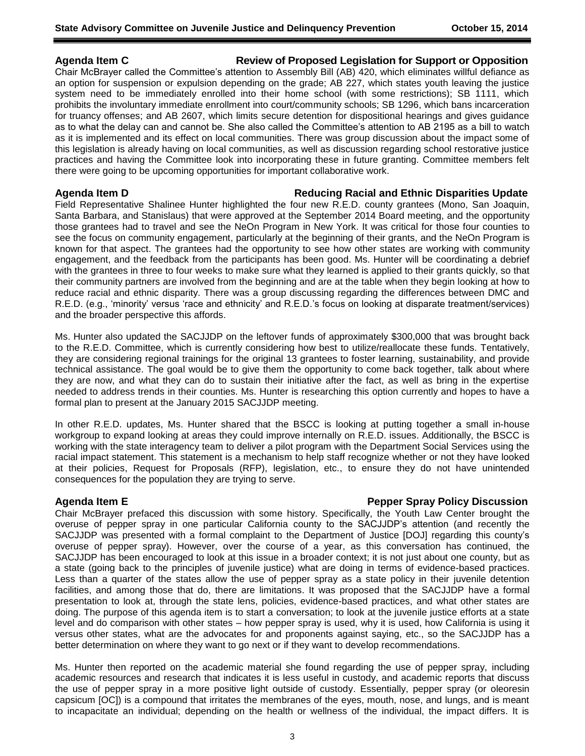## Agenda Item C — Review of Proposed Legislation for Support or Opposition

Chair McBrayer called the Committee's attention to Assembly Bill (AB) 420, which eliminates willful defiance as an option for suspension or expulsion depending on the grade; AB 227, which states youth leaving the justice system need to be immediately enrolled into their home school (with some restrictions); SB 1111, which prohibits the involuntary immediate enrollment into court/community schools; SB 1296, which bans incarceration for truancy offenses; and AB 2607, which limits secure detention for dispositional hearings and gives guidance as to what the delay can and cannot be. She also called the Committee's attention to AB 2195 as a bill to watch as it is implemented and its effect on local communities. There was group discussion about the impact some of this legislation is already having on local communities, as well as discussion regarding school restorative justice practices and having the Committee look into incorporating these in future granting. Committee members felt there were going to be upcoming opportunities for important collaborative work.

## Agenda Item D — Reducing Racial and Ethnic Disparities Update

Field Representative Shalinee Hunter highlighted the four new R.E.D. county grantees (Mono, San Joaquin, Santa Barbara, and Stanislaus) that were approved at the September 2014 Board meeting, and the opportunity those grantees had to travel and see the NeOn Program in New York. It was critical for those four counties to see the focus on community engagement, particularly at the beginning of their grants, and the NeOn Program is known for that aspect. The grantees had the opportunity to see how other states are working with community engagement, and the feedback from the participants has been good. Ms. Hunter will be coordinating a debrief with the grantees in three to four weeks to make sure what they learned is applied to their grants quickly, so that their community partners are involved from the beginning and are at the table when they begin looking at how to reduce racial and ethnic disparity. There was a group discussing regarding the differences between DMC and R.E.D. (e.g., 'minority' versus 'race and ethnicity' and R.E.D.'s focus on looking at disparate treatment/services) and the broader perspective this affords.

Ms. Hunter also updated the SACJJDP on the leftover funds of approximately $300,000 that was brought back to the R.E.D. Committee, which is currently considering how best to utilize/reallocate these funds. Tentatively, they are considering regional trainings for the original 13 grantees to foster learning, sustainability, and provide technical assistance. The goal would be to give them the opportunity to come back together, talk about where they are now, and what they can do to sustain their initiative after the fact, as well as bring in the expertise needed to address trends in their counties. Ms. Hunter is researching this option currently and hopes to have a formal plan to present at the January 2015 SACJJDP meeting.

In other R.E.D. updates, Ms. Hunter shared that the BSCC is looking at putting together a small in-house workgroup to expand looking at areas they could improve internally on R.E.D. issues. Additionally, the BSCC is working with the state interagency team to deliver a pilot program with the Department Social Services using the racial impact statement. This statement is a mechanism to help staff recognize whether or not they have looked at their policies, Request for Proposals (RFP), legislation, etc., to ensure they do not have unintended consequences for the population they are trying to serve.

## Agenda Item E — Pepper Spray Policy Discussion

Chair McBrayer prefaced this discussion with some history. Specifically, the Youth Law Center brought the overuse of pepper spray in one particular California county to the SACJJDP's attention (and recently the SACJJDP was presented with a formal complaint to the Department of Justice [DOJ] regarding this county's overuse of pepper spray). However, over the course of a year, as this conversation has continued, the SACJJDP has been encouraged to look at this issue in a broader context; it is not just about one county, but as a state (going back to the principles of juvenile justice) what are doing in terms of evidence-based practices. Less than a quarter of the states allow the use of pepper spray as a state policy in their juvenile detention facilities, and among those that do, there are limitations. It was proposed that the SACJJDP have a formal presentation to look at, through the state lens, policies, evidence-based practices, and what other states are doing. The purpose of this agenda item is to start a conversation; to look at the juvenile justice efforts at a state level and do comparison with other states – how pepper spray is used, why it is used, how California is using it versus other states, what are the advocates for and proponents against saying, etc., so the SACJJDP has a better determination on where they want to go next or if they want to develop recommendations.

Ms. Hunter then reported on the academic material she found regarding the use of pepper spray, including academic resources and research that indicates it is less useful in custody, and academic reports that discuss the use of pepper spray in a more positive light outside of custody. Essentially, pepper spray (or oleoresin capsicum [OC]) is a compound that irritates the membranes of the eyes, mouth, nose, and lungs, and is meant to incapacitate an individual; depending on the health or wellness of the individual, the impact differs. It is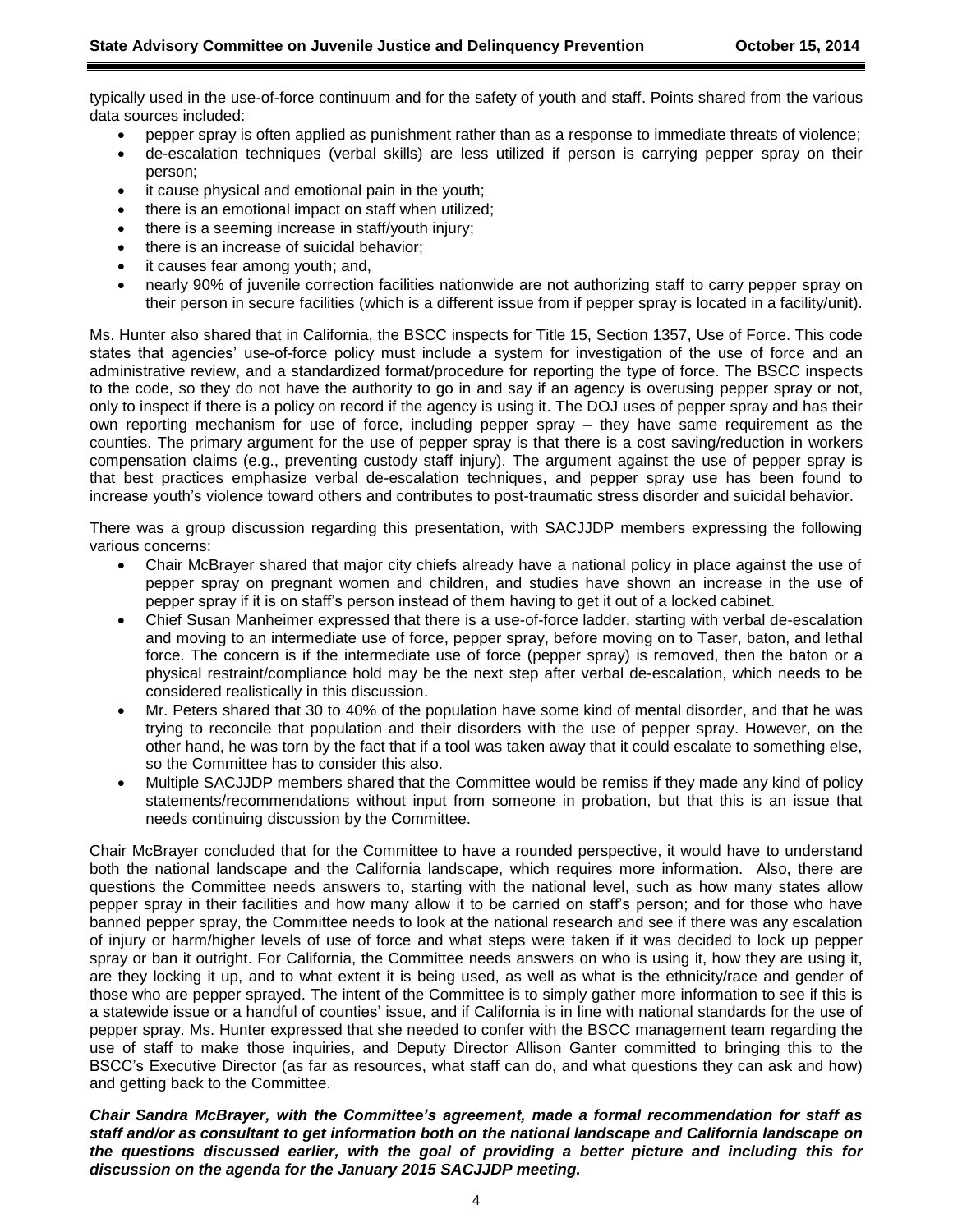typically used in the use-of-force continuum and for the safety of youth and staff. Points shared from the various data sources included:

- pepper spray is often applied as punishment rather than as a response to immediate threats of violence;
- de-escalation techniques (verbal skills) are less utilized if person is carrying pepper spray on their person;
- it cause physical and emotional pain in the youth;
- there is an emotional impact on staff when utilized;
- there is a seeming increase in staff/youth injury;
- there is an increase of suicidal behavior;
- it causes fear among youth; and,
- nearly 90% of juvenile correction facilities nationwide are not authorizing staff to carry pepper spray on their person in secure facilities (which is a different issue from if pepper spray is located in a facility/unit).

Ms. Hunter also shared that in California, the BSCC inspects for Title 15, Section 1357, Use of Force. This code states that agencies' use-of-force policy must include a system for investigation of the use of force and an administrative review, and a standardized format/procedure for reporting the type of force. The BSCC inspects to the code, so they do not have the authority to go in and say if an agency is overusing pepper spray or not, only to inspect if there is a policy on record if the agency is using it. The DOJ uses of pepper spray and has their own reporting mechanism for use of force, including pepper spray – they have same requirement as the counties. The primary argument for the use of pepper spray is that there is a cost saving/reduction in workers compensation claims (e.g., preventing custody staff injury). The argument against the use of pepper spray is that best practices emphasize verbal de-escalation techniques, and pepper spray use has been found to increase youth's violence toward others and contributes to post-traumatic stress disorder and suicidal behavior.

There was a group discussion regarding this presentation, with SACJJDP members expressing the following various concerns:

- Chair McBrayer shared that major city chiefs already have a national policy in place against the use of pepper spray on pregnant women and children, and studies have shown an increase in the use of pepper spray if it is on staff's person instead of them having to get it out of a locked cabinet.
- Chief Susan Manheimer expressed that there is a use-of-force ladder, starting with verbal de-escalation and moving to an intermediate use of force, pepper spray, before moving on to Taser, baton, and lethal force. The concern is if the intermediate use of force (pepper spray) is removed, then the baton or a physical restraint/compliance hold may be the next step after verbal de-escalation, which needs to be considered realistically in this discussion.
- Mr. Peters shared that 30 to 40% of the population have some kind of mental disorder, and that he was trying to reconcile that population and their disorders with the use of pepper spray. However, on the other hand, he was torn by the fact that if a tool was taken away that it could escalate to something else, so the Committee has to consider this also.
- Multiple SACJJDP members shared that the Committee would be remiss if they made any kind of policy statements/recommendations without input from someone in probation, but that this is an issue that needs continuing discussion by the Committee.

Chair McBrayer concluded that for the Committee to have a rounded perspective, it would have to understand both the national landscape and the California landscape, which requires more information. Also, there are questions the Committee needs answers to, starting with the national level, such as how many states allow pepper spray in their facilities and how many allow it to be carried on staff's person; and for those who have banned pepper spray, the Committee needs to look at the national research and see if there was any escalation of injury or harm/higher levels of use of force and what steps were taken if it was decided to lock up pepper spray or ban it outright. For California, the Committee needs answers on who is using it, how they are using it, are they locking it up, and to what extent it is being used, as well as what is the ethnicity/race and gender of those who are pepper sprayed. The intent of the Committee is to simply gather more information to see if this is a statewide issue or a handful of counties' issue, and if California is in line with national standards for the use of pepper spray. Ms. Hunter expressed that she needed to confer with the BSCC management team regarding the use of staff to make those inquiries, and Deputy Director Allison Ganter committed to bringing this to the BSCC's Executive Director (as far as resources, what staff can do, and what questions they can ask and how) and getting back to the Committee.

***Chair Sandra McBrayer, with the Committee's agreement, made a formal recommendation for staff as staff and/or as consultant to get information both on the national landscape and California landscape on the questions discussed earlier, with the goal of providing a better picture and including this for discussion on the agenda for the January 2015 SACJJDP meeting.***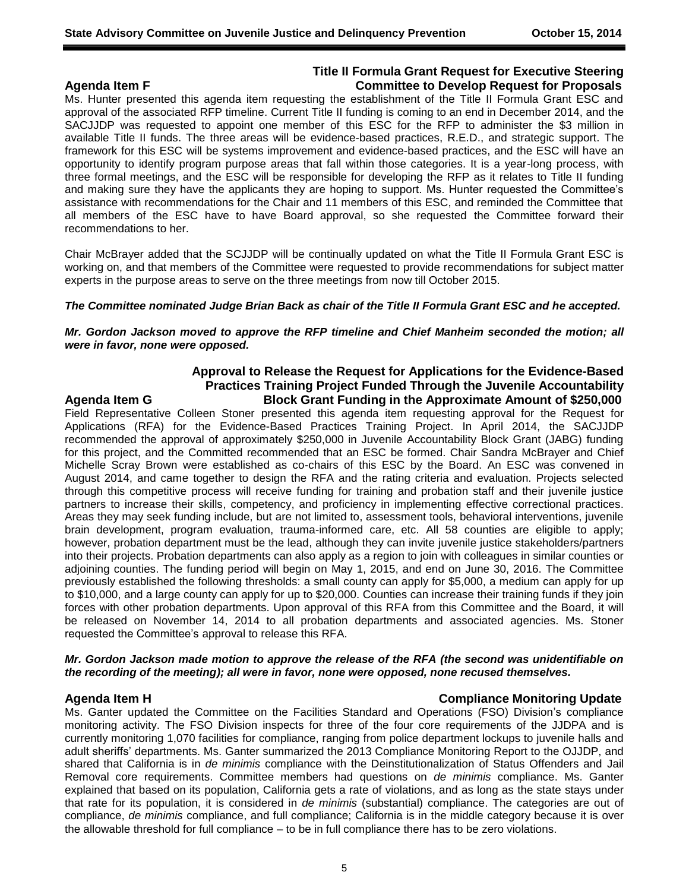### Agenda Item F — Title II Formula Grant Request for Executive Steering Committee to Develop Request for Proposals

Ms. Hunter presented this agenda item requesting the establishment of the Title II Formula Grant ESC and approval of the associated RFP timeline. Current Title II funding is coming to an end in December 2014, and the SACJJDP was requested to appoint one member of this ESC for the RFP to administer the $3 million in available Title II funds. The three areas will be evidence-based practices, R.E.D., and strategic support. The framework for this ESC will be systems improvement and evidence-based practices, and the ESC will have an opportunity to identify program purpose areas that fall within those categories. It is a year-long process, with three formal meetings, and the ESC will be responsible for developing the RFP as it relates to Title II funding and making sure they have the applicants they are hoping to support. Ms. Hunter requested the Committee's assistance with recommendations for the Chair and 11 members of this ESC, and reminded the Committee that all members of the ESC have to have Board approval, so she requested the Committee forward their recommendations to her.

Chair McBrayer added that the SCJJDP will be continually updated on what the Title II Formula Grant ESC is working on, and that members of the Committee were requested to provide recommendations for subject matter experts in the purpose areas to serve on the three meetings from now till October 2015.

***The Committee nominated Judge Brian Back as chair of the Title II Formula Grant ESC and he accepted.***

***Mr. Gordon Jackson moved to approve the RFP timeline and Chief Manheim seconded the motion; all were in favor, none were opposed.***

### Agenda Item G — Approval to Release the Request for Applications for the Evidence-Based Practices Training Project Funded Through the Juvenile Accountability Block Grant Funding in the Approximate Amount of $250,000

Field Representative Colleen Stoner presented this agenda item requesting approval for the Request for Applications (RFA) for the Evidence-Based Practices Training Project. In April 2014, the SACJJDP recommended the approval of approximately $250,000 in Juvenile Accountability Block Grant (JABG) funding for this project, and the Committed recommended that an ESC be formed. Chair Sandra McBrayer and Chief Michelle Scray Brown were established as co-chairs of this ESC by the Board. An ESC was convened in August 2014, and came together to design the RFA and the rating criteria and evaluation. Projects selected through this competitive process will receive funding for training and probation staff and their juvenile justice partners to increase their skills, competency, and proficiency in implementing effective correctional practices. Areas they may seek funding include, but are not limited to, assessment tools, behavioral interventions, juvenile brain development, program evaluation, trauma-informed care, etc. All 58 counties are eligible to apply; however, probation department must be the lead, although they can invite juvenile justice stakeholders/partners into their projects. Probation departments can also apply as a region to join with colleagues in similar counties or adjoining counties. The funding period will begin on May 1, 2015, and end on June 30, 2016. The Committee previously established the following thresholds: a small county can apply for $5,000, a medium can apply for up to $10,000, and a large county can apply for up to $20,000. Counties can increase their training funds if they join forces with other probation departments. Upon approval of this RFA from this Committee and the Board, it will be released on November 14, 2014 to all probation departments and associated agencies. Ms. Stoner requested the Committee's approval to release this RFA.

***Mr. Gordon Jackson made motion to approve the release of the RFA (the second was unidentifiable on the recording of the meeting); all were in favor, none were opposed, none recused themselves.***

### Agenda Item H — Compliance Monitoring Update

Ms. Ganter updated the Committee on the Facilities Standard and Operations (FSO) Division's compliance monitoring activity. The FSO Division inspects for three of the four core requirements of the JJDPA and is currently monitoring 1,070 facilities for compliance, ranging from police department lockups to juvenile halls and adult sheriffs' departments. Ms. Ganter summarized the 2013 Compliance Monitoring Report to the OJJDP, and shared that California is in *de minimis* compliance with the Deinstitutionalization of Status Offenders and Jail Removal core requirements. Committee members had questions on *de minimis* compliance. Ms. Ganter explained that based on its population, California gets a rate of violations, and as long as the state stays under that rate for its population, it is considered in *de minimis* (substantial) compliance. The categories are out of compliance, *de minimis* compliance, and full compliance; California is in the middle category because it is over the allowable threshold for full compliance – to be in full compliance there has to be zero violations.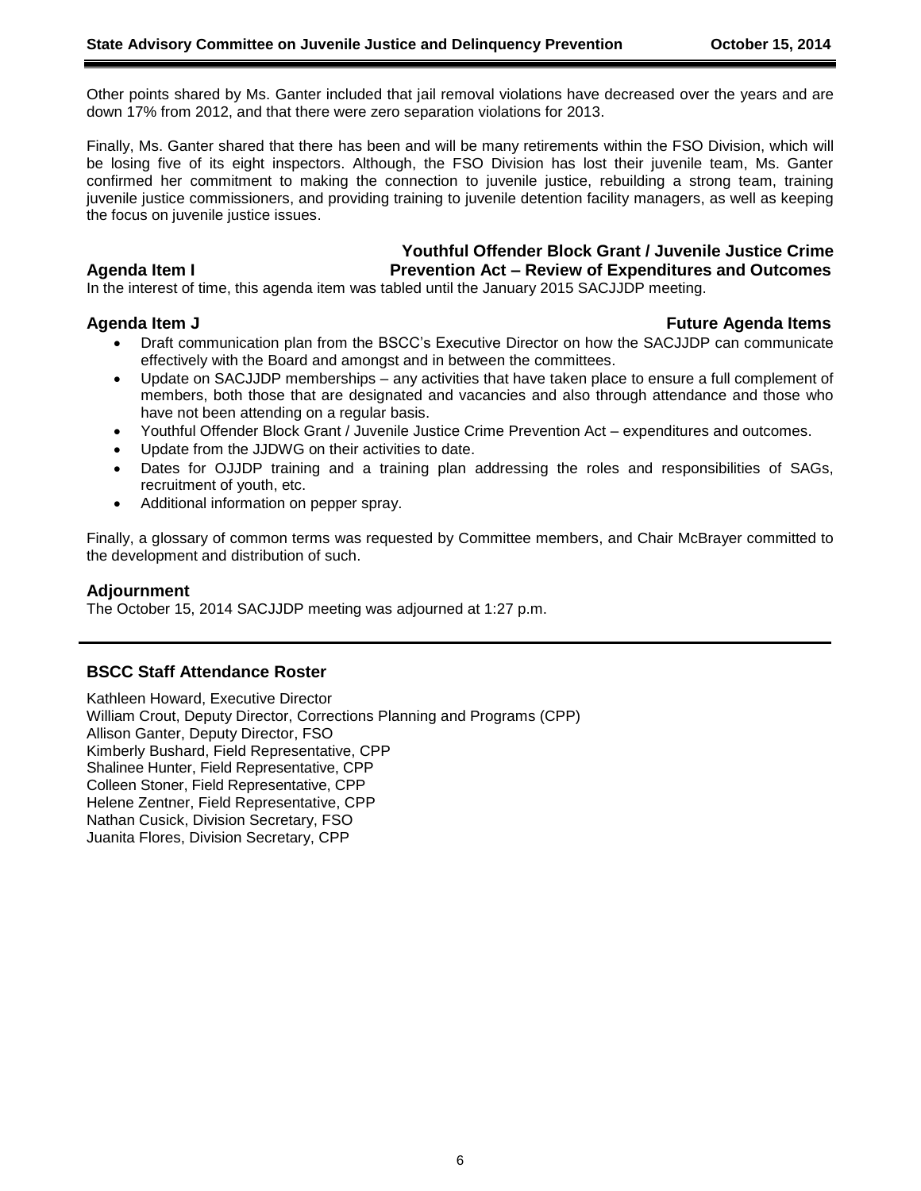Other points shared by Ms. Ganter included that jail removal violations have decreased over the years and are down 17% from 2012, and that there were zero separation violations for 2013.

Finally, Ms. Ganter shared that there has been and will be many retirements within the FSO Division, which will be losing five of its eight inspectors. Although, the FSO Division has lost their juvenile team, Ms. Ganter confirmed her commitment to making the connection to juvenile justice, rebuilding a strong team, training juvenile justice commissioners, and providing training to juvenile detention facility managers, as well as keeping the focus on juvenile justice issues.

### Agenda Item I — Youthful Offender Block Grant / Juvenile Justice Crime Prevention Act – Review of Expenditures and Outcomes

In the interest of time, this agenda item was tabled until the January 2015 SACJJDP meeting.

### Agenda Item J — Future Agenda Items

- Draft communication plan from the BSCC's Executive Director on how the SACJJDP can communicate effectively with the Board and amongst and in between the committees.
- Update on SACJJDP memberships – any activities that have taken place to ensure a full complement of members, both those that are designated and vacancies and also through attendance and those who have not been attending on a regular basis.
- Youthful Offender Block Grant / Juvenile Justice Crime Prevention Act – expenditures and outcomes.
- Update from the JJDWG on their activities to date.
- Dates for OJJDP training and a training plan addressing the roles and responsibilities of SAGs, recruitment of youth, etc.
- Additional information on pepper spray.

Finally, a glossary of common terms was requested by Committee members, and Chair McBrayer committed to the development and distribution of such.

### Adjournment

The October 15, 2014 SACJJDP meeting was adjourned at 1:27 p.m.

---

### BSCC Staff Attendance Roster

Kathleen Howard, Executive Director
William Crout, Deputy Director, Corrections Planning and Programs (CPP)
Allison Ganter, Deputy Director, FSO
Kimberly Bushard, Field Representative, CPP
Shalinee Hunter, Field Representative, CPP
Colleen Stoner, Field Representative, CPP
Helene Zentner, Field Representative, CPP
Nathan Cusick, Division Secretary, FSO
Juanita Flores, Division Secretary, CPP